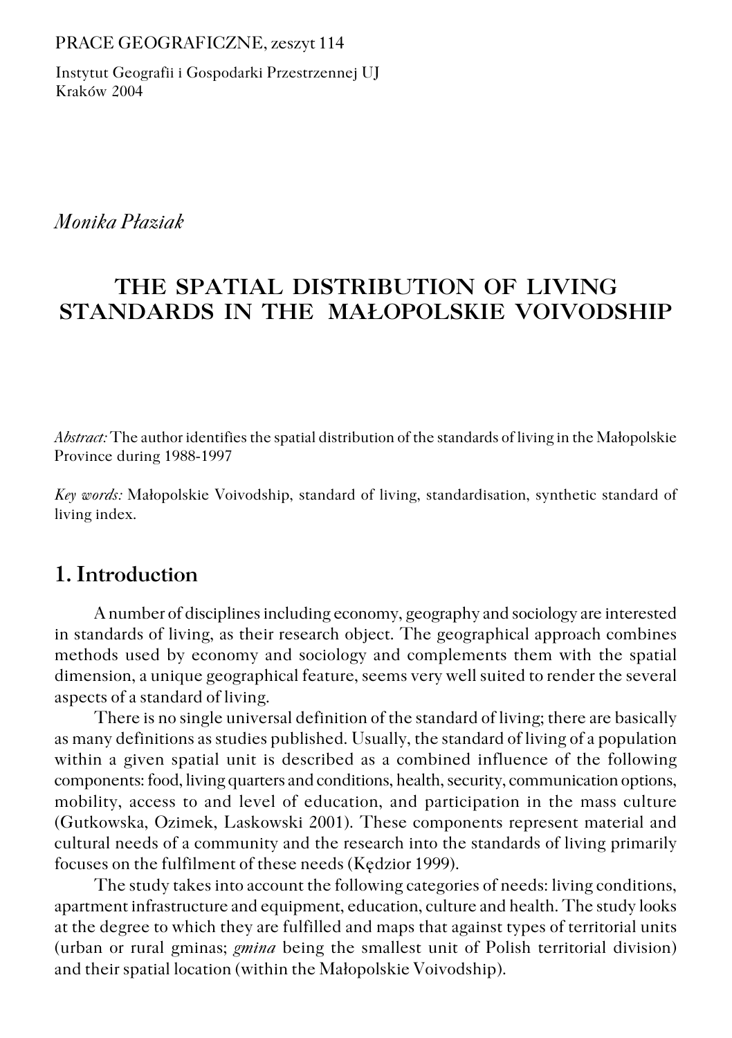PRACE GEOGRAFICZNE, zeszyt 114

Instytut Geografii i Gospodarki Przestrzennej UJ
Kraków 2004

*Monika Płaziak*

# THE SPATIAL DISTRIBUTION OF LIVING STANDARDS IN THE MAŁOPOLSKIE VOIVODSHIP

*Abstract:* The author identifies the spatial distribution of the standards of living in the Małopolskie Province during 1988-1997

*Key words:* Małopolskie Voivodship, standard of living, standardisation, synthetic standard of living index.

## 1. Introduction

A number of disciplines including economy, geography and sociology are interested in standards of living, as their research object. The geographical approach combines methods used by economy and sociology and complements them with the spatial dimension, a unique geographical feature, seems very well suited to render the several aspects of a standard of living.

There is no single universal definition of the standard of living; there are basically as many definitions as studies published. Usually, the standard of living of a population within a given spatial unit is described as a combined influence of the following components: food, living quarters and conditions, health, security, communication options, mobility, access to and level of education, and participation in the mass culture (Gutkowska, Ozimek, Laskowski 2001). These components represent material and cultural needs of a community and the research into the standards of living primarily focuses on the fulfilment of these needs (Kędzior 1999).

The study takes into account the following categories of needs: living conditions, apartment infrastructure and equipment, education, culture and health. The study looks at the degree to which they are fulfilled and maps that against types of territorial units (urban or rural gminas; *gmina* being the smallest unit of Polish territorial division) and their spatial location (within the Małopolskie Voivodship).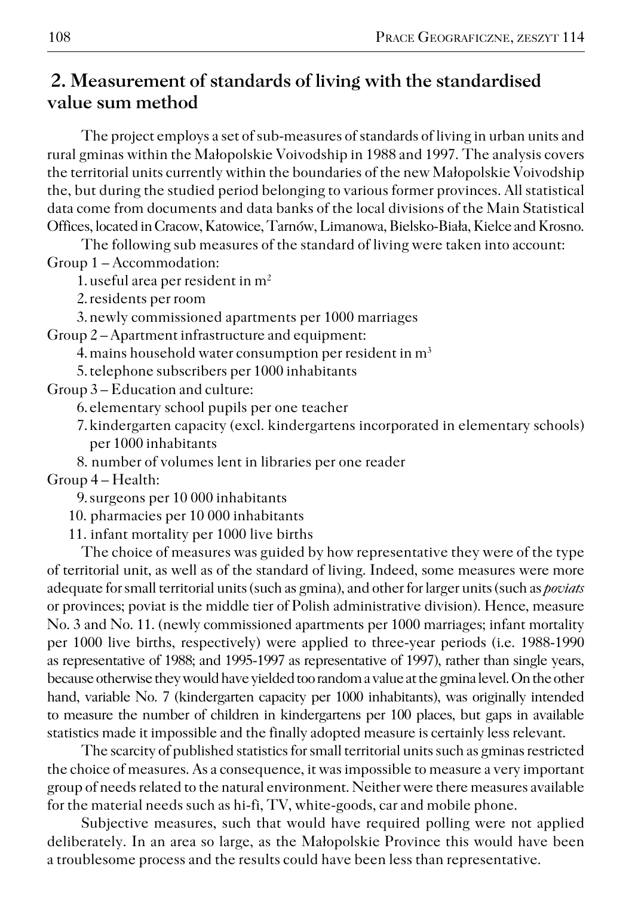## 2. Measurement of standards of living with the standardised value sum method

The project employs a set of sub-measures of standards of living in urban units and rural gminas within the Małopolskie Voivodship in 1988 and 1997. The analysis covers the territorial units currently within the boundaries of the new Małopolskie Voivodship the, but during the studied period belonging to various former provinces. All statistical data come from documents and data banks of the local divisions of the Main Statistical Offices, located in Cracow, Katowice, Tarnów, Limanowa, Bielsko-Biała, Kielce and Krosno.

The following sub measures of the standard of living were taken into account:

Group 1 – Accommodation:

1. useful area per resident in m$^2$
2. residents per room
3. newly commissioned apartments per 1000 marriages

Group 2 – Apartment infrastructure and equipment:

4. mains household water consumption per resident in m$^3$
5. telephone subscribers per 1000 inhabitants

Group 3 – Education and culture:

6. elementary school pupils per one teacher
7. kindergarten capacity (excl. kindergartens incorporated in elementary schools) per 1000 inhabitants
8. number of volumes lent in libraries per one reader

Group 4 – Health:

9. surgeons per 10 000 inhabitants
10. pharmacies per 10 000 inhabitants
11. infant mortality per 1000 live births

The choice of measures was guided by how representative they were of the type of territorial unit, as well as of the standard of living. Indeed, some measures were more adequate for small territorial units (such as gmina), and other for larger units (such as *poviats* or provinces; poviat is the middle tier of Polish administrative division). Hence, measure No. 3 and No. 11. (newly commissioned apartments per 1000 marriages; infant mortality per 1000 live births, respectively) were applied to three-year periods (i.e. 1988-1990 as representative of 1988; and 1995-1997 as representative of 1997), rather than single years, because otherwise they would have yielded too random a value at the gmina level. On the other hand, variable No. 7 (kindergarten capacity per 1000 inhabitants), was originally intended to measure the number of children in kindergartens per 100 places, but gaps in available statistics made it impossible and the finally adopted measure is certainly less relevant.

The scarcity of published statistics for small territorial units such as gminas restricted the choice of measures. As a consequence, it was impossible to measure a very important group of needs related to the natural environment. Neither were there measures available for the material needs such as hi-fi, TV, white-goods, car and mobile phone.

Subjective measures, such that would have required polling were not applied deliberately. In an area so large, as the Małopolskie Province this would have been a troublesome process and the results could have been less than representative.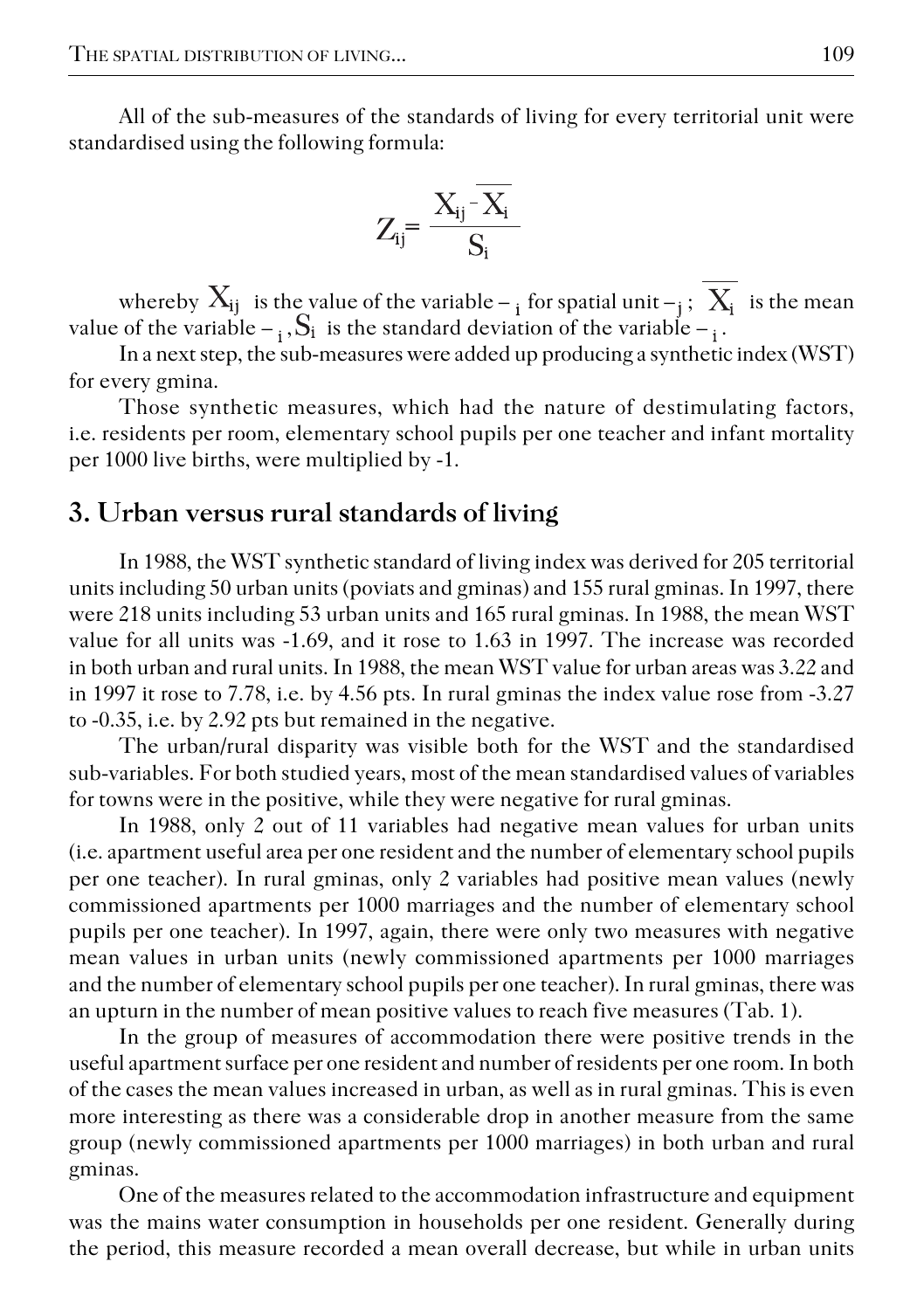All of the sub-measures of the standards of living for every territorial unit were standardised using the following formula:

$$Z_{ij} = \frac{X_{ij} - \overline{X_i}}{S_i}$$

whereby $X_{ij}$ is the value of the variable $-_i$ for spatial unit $-_j$; $\overline{X_i}$ is the mean value of the variable $-_i$, $S_i$ is the standard deviation of the variable $-_i$.

In a next step, the sub-measures were added up producing a synthetic index (WST) for every gmina.

Those synthetic measures, which had the nature of destimulating factors, i.e. residents per room, elementary school pupils per one teacher and infant mortality per 1000 live births, were multiplied by -1.

## 3. Urban versus rural standards of living

In 1988, the WST synthetic standard of living index was derived for 205 territorial units including 50 urban units (poviats and gminas) and 155 rural gminas. In 1997, there were 218 units including 53 urban units and 165 rural gminas. In 1988, the mean WST value for all units was -1.69, and it rose to 1.63 in 1997. The increase was recorded in both urban and rural units. In 1988, the mean WST value for urban areas was 3.22 and in 1997 it rose to 7.78, i.e. by 4.56 pts. In rural gminas the index value rose from -3.27 to -0.35, i.e. by 2.92 pts but remained in the negative.

The urban/rural disparity was visible both for the WST and the standardised sub-variables. For both studied years, most of the mean standardised values of variables for towns were in the positive, while they were negative for rural gminas.

In 1988, only 2 out of 11 variables had negative mean values for urban units (i.e. apartment useful area per one resident and the number of elementary school pupils per one teacher). In rural gminas, only 2 variables had positive mean values (newly commissioned apartments per 1000 marriages and the number of elementary school pupils per one teacher). In 1997, again, there were only two measures with negative mean values in urban units (newly commissioned apartments per 1000 marriages and the number of elementary school pupils per one teacher). In rural gminas, there was an upturn in the number of mean positive values to reach five measures (Tab. 1).

In the group of measures of accommodation there were positive trends in the useful apartment surface per one resident and number of residents per one room. In both of the cases the mean values increased in urban, as well as in rural gminas. This is even more interesting as there was a considerable drop in another measure from the same group (newly commissioned apartments per 1000 marriages) in both urban and rural gminas.

One of the measures related to the accommodation infrastructure and equipment was the mains water consumption in households per one resident. Generally during the period, this measure recorded a mean overall decrease, but while in urban units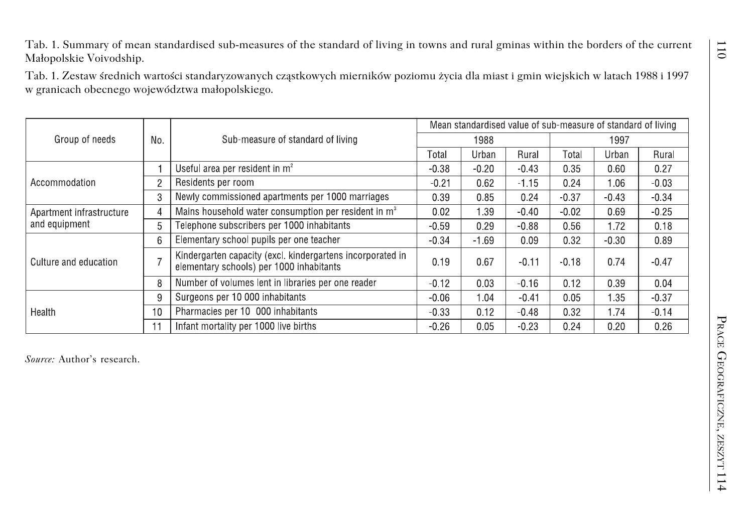Tab. 1. Summary of mean standardised sub-measures of the standard of living in towns and rural gminas within the borders of the current Małopolskie Voivodship.

Tab. 1. Zestaw średnich wartości standaryzowanych cząstkowych mierników poziomu życia dla miast i gmin wiejskich w latach 1988 i 1997 w granicach obecnego województwa małopolskiego.

| Group of needs | No. | Sub-measure of standard of living | Mean standardised value of sub-measure of standard of living | | | | | |
|---|---|---|---|---|---|---|---|---|
| | | | 1988 | | | 1997 | | |
| | | | Total | Urban | Rural | Total | Urban | Rural |
| Accommodation | 1 | Useful area per resident in m² | -0.38 | -0.20 | -0.43 | 0.35 | 0.60 | 0.27 |
| | 2 | Residents per room | -0.21 | 0.62 | -1.15 | 0.24 | 1.06 | -0.03 |
| | 3 | Newly commissioned apartments per 1000 marriages | 0.39 | 0.85 | 0.24 | -0.37 | -0.43 | -0.34 |
| Apartment infrastructure and equipment | 4 | Mains household water consumption per resident in m³ | 0.02 | 1.39 | -0.40 | -0.02 | 0.69 | -0.25 |
| | 5 | Telephone subscribers per 1000 inhabitants | -0.59 | 0.29 | -0.88 | 0.56 | 1.72 | 0.18 |
| Culture and education | 6 | Elementary school pupils per one teacher | -0.34 | -1.69 | 0.09 | 0.32 | -0.30 | 0.89 |
| | 7 | Kindergarten capacity (excl. kindergartens incorporated in elementary schools) per 1000 inhabitants | 0.19 | 0.67 | -0.11 | -0.18 | 0.74 | -0.47 |
| | 8 | Number of volumes lent in libraries per one reader | -0.12 | 0.03 | -0.16 | 0.12 | 0.39 | 0.04 |
| Health | 9 | Surgeons per 10 000 inhabitants | -0.06 | 1.04 | -0.41 | 0.05 | 1.35 | -0.37 |
| | 10 | Pharmacies per 10 000 inhabitants | -0.33 | 0.12 | -0.48 | 0.32 | 1.74 | -0.14 |
| | 11 | Infant mortality per 1000 live births | -0.26 | 0.05 | -0.23 | 0.24 | 0.20 | 0.26 |

*Source:* Author's research.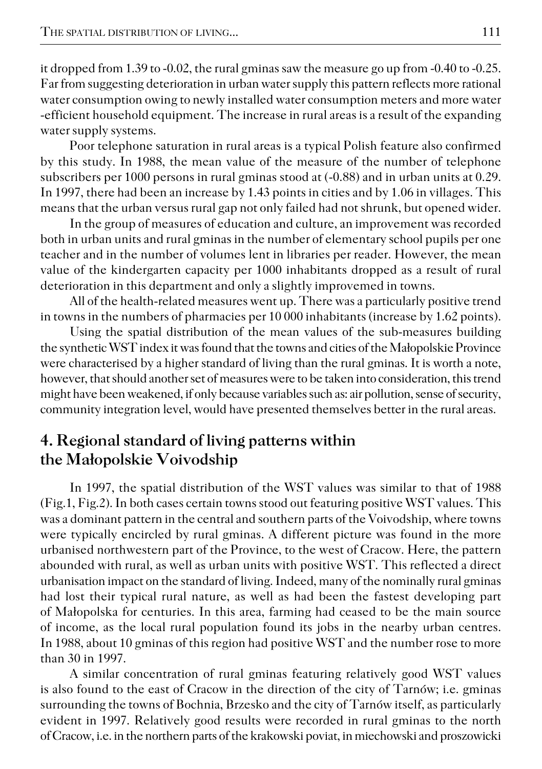it dropped from 1.39 to -0.02, the rural gminas saw the measure go up from -0.40 to -0.25. Far from suggesting deterioration in urban water supply this pattern reflects more rational water consumption owing to newly installed water consumption meters and more water -efficient household equipment. The increase in rural areas is a result of the expanding water supply systems.

Poor telephone saturation in rural areas is a typical Polish feature also confirmed by this study. In 1988, the mean value of the measure of the number of telephone subscribers per 1000 persons in rural gminas stood at (-0.88) and in urban units at 0.29. In 1997, there had been an increase by 1.43 points in cities and by 1.06 in villages. This means that the urban versus rural gap not only failed had not shrunk, but opened wider.

In the group of measures of education and culture, an improvement was recorded both in urban units and rural gminas in the number of elementary school pupils per one teacher and in the number of volumes lent in libraries per reader. However, the mean value of the kindergarten capacity per 1000 inhabitants dropped as a result of rural deterioration in this department and only a slightly improvemed in towns.

All of the health-related measures went up. There was a particularly positive trend in towns in the numbers of pharmacies per 10 000 inhabitants (increase by 1.62 points).

Using the spatial distribution of the mean values of the sub-measures building the synthetic WST index it was found that the towns and cities of the Małopolskie Province were characterised by a higher standard of living than the rural gminas. It is worth a note, however, that should another set of measures were to be taken into consideration, this trend might have been weakened, if only because variables such as: air pollution, sense of security, community integration level, would have presented themselves better in the rural areas.

## 4. Regional standard of living patterns within the Małopolskie Voivodship

In 1997, the spatial distribution of the WST values was similar to that of 1988 (Fig.1, Fig.2). In both cases certain towns stood out featuring positive WST values. This was a dominant pattern in the central and southern parts of the Voivodship, where towns were typically encircled by rural gminas. A different picture was found in the more urbanised northwestern part of the Province, to the west of Cracow. Here, the pattern abounded with rural, as well as urban units with positive WST. This reflected a direct urbanisation impact on the standard of living. Indeed, many of the nominally rural gminas had lost their typical rural nature, as well as had been the fastest developing part of Małopolska for centuries. In this area, farming had ceased to be the main source of income, as the local rural population found its jobs in the nearby urban centres. In 1988, about 10 gminas of this region had positive WST and the number rose to more than 30 in 1997.

A similar concentration of rural gminas featuring relatively good WST values is also found to the east of Cracow in the direction of the city of Tarnów; i.e. gminas surrounding the towns of Bochnia, Brzesko and the city of Tarnów itself, as particularly evident in 1997. Relatively good results were recorded in rural gminas to the north of Cracow, i.e. in the northern parts of the krakowski poviat, in miechowski and proszowicki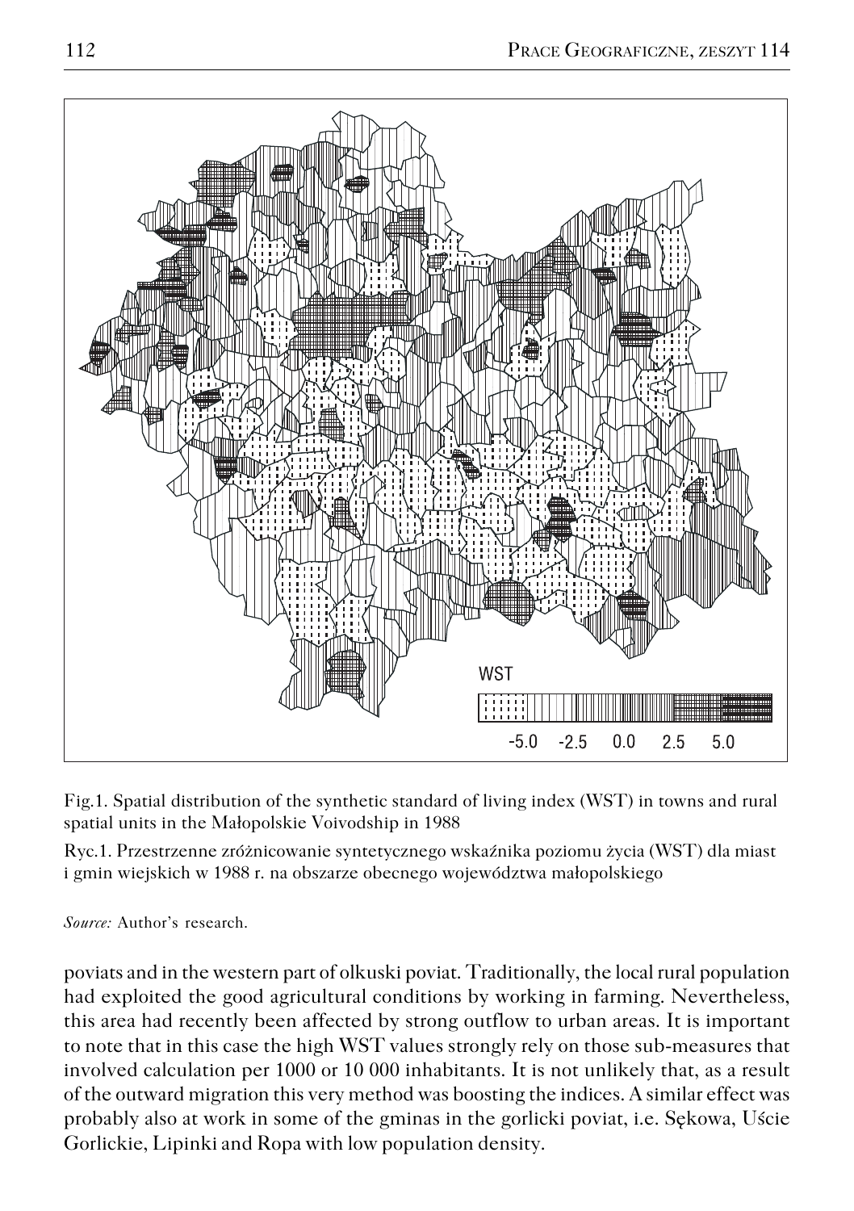WST

-5.0 -2.5 0.0 2.5 5.0

Fig.1. Spatial distribution of the synthetic standard of living index (WST) in towns and rural spatial units in the Małopolskie Voivodship in 1988

Ryc.1. Przestrzenne zróżnicowanie syntetycznego wskaźnika poziomu życia (WST) dla miast i gmin wiejskich w 1988 r. na obszarze obecnego województwa małopolskiego

*Source:* Author's research.

poviats and in the western part of olkuski poviat. Traditionally, the local rural population had exploited the good agricultural conditions by working in farming. Nevertheless, this area had recently been affected by strong outflow to urban areas. It is important to note that in this case the high WST values strongly rely on those sub-measures that involved calculation per 1000 or 10 000 inhabitants. It is not unlikely that, as a result of the outward migration this very method was boosting the indices. A similar effect was probably also at work in some of the gminas in the gorlicki poviat, i.e. Sękowa, Uście Gorlickie, Lipinki and Ropa with low population density.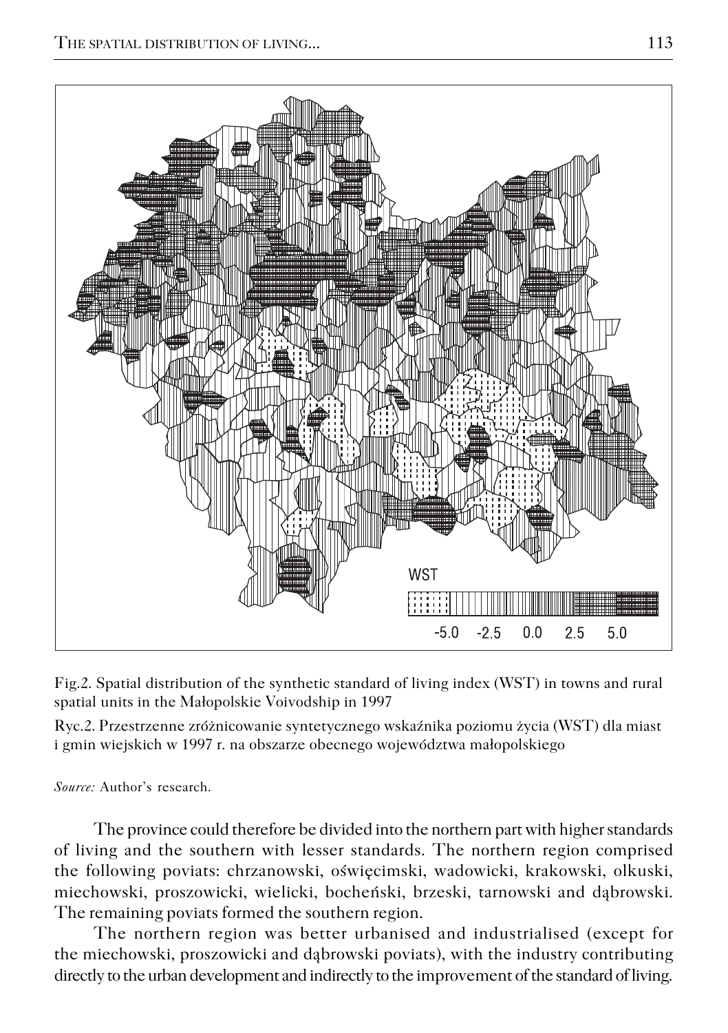Fig.2. Spatial distribution of the synthetic standard of living index (WST) in towns and rural spatial units in the Małopolskie Voivodship in 1997

Ryc.2. Przestrzenne zróżnicowanie syntetycznego wskaźnika poziomu życia (WST) dla miast i gmin wiejskich w 1997 r. na obszarze obecnego województwa małopolskiego

*Source:* Author's research.

The province could therefore be divided into the northern part with higher standards of living and the southern with lesser standards. The northern region comprised the following poviats: chrzanowski, oświęcimski, wadowicki, krakowski, olkuski, miechowski, proszowicki, wielicki, bocheński, brzeski, tarnowski and dąbrowski. The remaining poviats formed the southern region.

The northern region was better urbanised and industrialised (except for the miechowski, proszowicki and dąbrowski poviats), with the industry contributing directly to the urban development and indirectly to the improvement of the standard of living.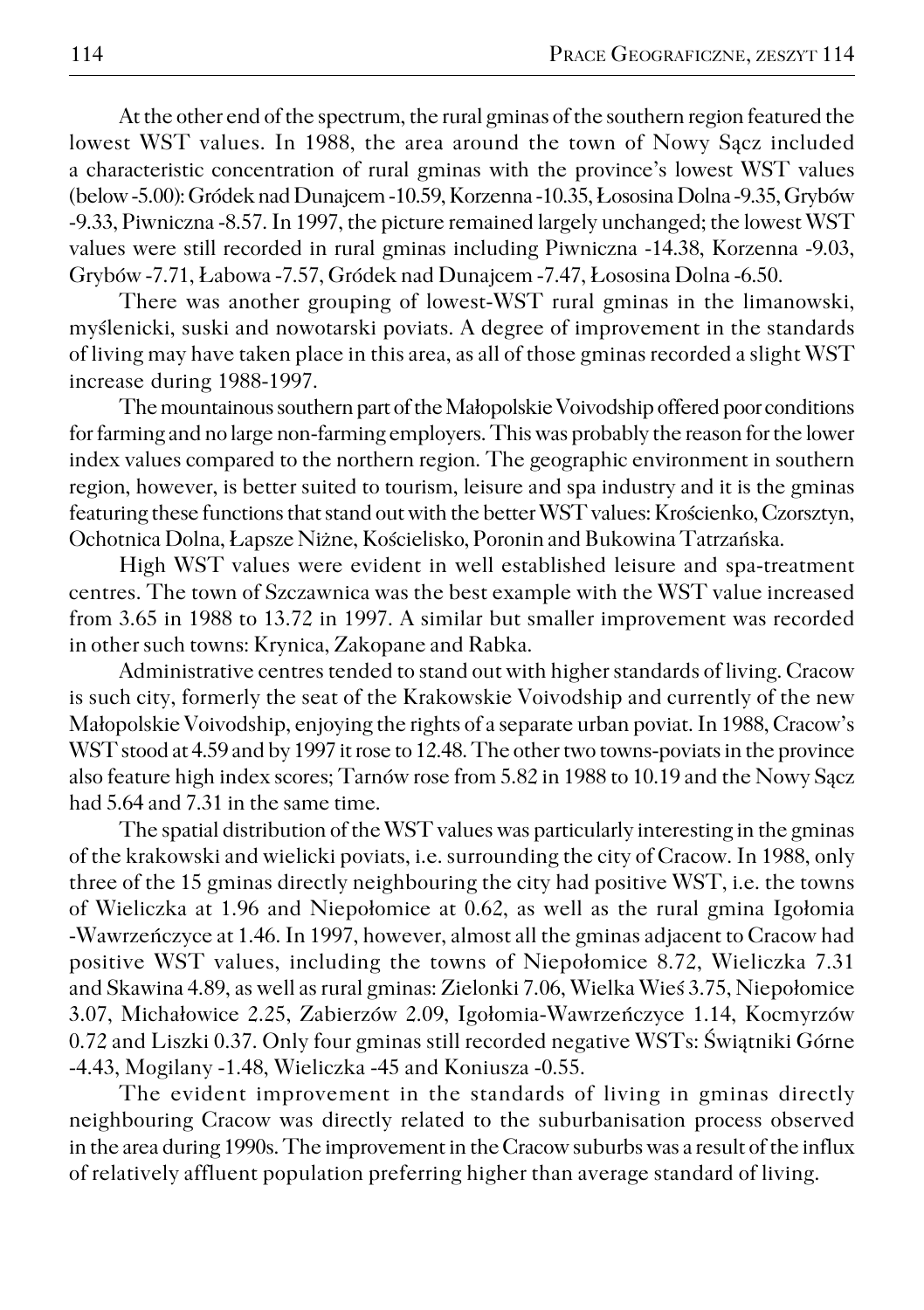At the other end of the spectrum, the rural gminas of the southern region featured the lowest WST values. In 1988, the area around the town of Nowy Sącz included a characteristic concentration of rural gminas with the province's lowest WST values (below -5.00): Gródek nad Dunajcem -10.59, Korzenna -10.35, Łososina Dolna -9.35, Grybów -9.33, Piwniczna -8.57. In 1997, the picture remained largely unchanged; the lowest WST values were still recorded in rural gminas including Piwniczna -14.38, Korzenna -9.03, Grybów -7.71, Łabowa -7.57, Gródek nad Dunajcem -7.47, Łososina Dolna -6.50.

There was another grouping of lowest-WST rural gminas in the limanowski, myślenicki, suski and nowotarski poviats. A degree of improvement in the standards of living may have taken place in this area, as all of those gminas recorded a slight WST increase during 1988-1997.

The mountainous southern part of the Małopolskie Voivodship offered poor conditions for farming and no large non-farming employers. This was probably the reason for the lower index values compared to the northern region. The geographic environment in southern region, however, is better suited to tourism, leisure and spa industry and it is the gminas featuring these functions that stand out with the better WST values: Krościenko, Czorsztyn, Ochotnica Dolna, Łapsze Niżne, Kościelisko, Poronin and Bukowina Tatrzańska.

High WST values were evident in well established leisure and spa-treatment centres. The town of Szczawnica was the best example with the WST value increased from 3.65 in 1988 to 13.72 in 1997. A similar but smaller improvement was recorded in other such towns: Krynica, Zakopane and Rabka.

Administrative centres tended to stand out with higher standards of living. Cracow is such city, formerly the seat of the Krakowskie Voivodship and currently of the new Małopolskie Voivodship, enjoying the rights of a separate urban poviat. In 1988, Cracow's WST stood at 4.59 and by 1997 it rose to 12.48. The other two towns-poviats in the province also feature high index scores; Tarnów rose from 5.82 in 1988 to 10.19 and the Nowy Sącz had 5.64 and 7.31 in the same time.

The spatial distribution of the WST values was particularly interesting in the gminas of the krakowski and wielicki poviats, i.e. surrounding the city of Cracow. In 1988, only three of the 15 gminas directly neighbouring the city had positive WST, i.e. the towns of Wieliczka at 1.96 and Niepołomice at 0.62, as well as the rural gmina Igołomia -Wawrzeńczyce at 1.46. In 1997, however, almost all the gminas adjacent to Cracow had positive WST values, including the towns of Niepołomice 8.72, Wieliczka 7.31 and Skawina 4.89, as well as rural gminas: Zielonki 7.06, Wielka Wieś 3.75, Niepołomice 3.07, Michałowice 2.25, Zabierzów 2.09, Igołomia-Wawrzeńczyce 1.14, Kocmyrzów 0.72 and Liszki 0.37. Only four gminas still recorded negative WSTs: Świątniki Górne -4.43, Mogilany -1.48, Wieliczka -45 and Koniusza -0.55.

The evident improvement in the standards of living in gminas directly neighbouring Cracow was directly related to the suburbanisation process observed in the area during 1990s. The improvement in the Cracow suburbs was a result of the influx of relatively affluent population preferring higher than average standard of living.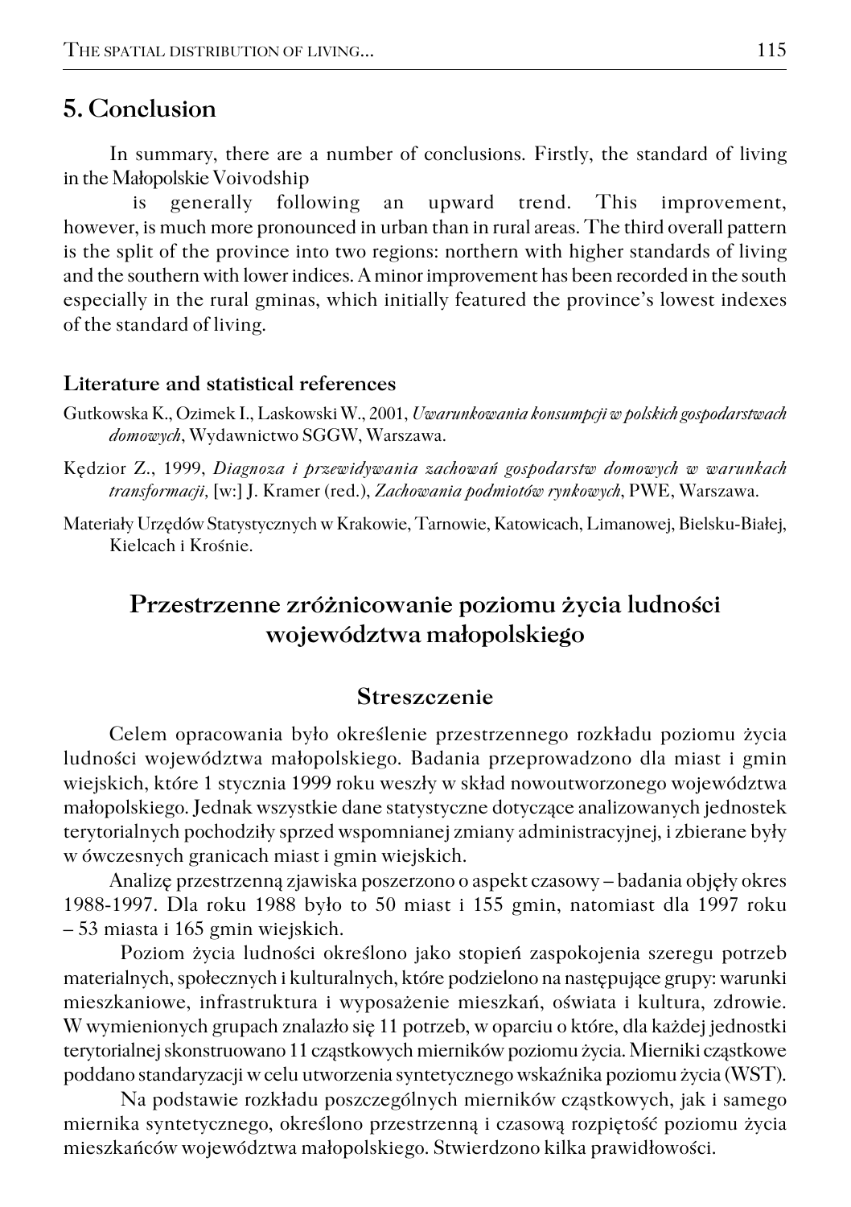## 5. Conclusion

In summary, there are a number of conclusions. Firstly, the standard of living in the Małopolskie Voivodship is generally following an upward trend. This improvement, however, is much more pronounced in urban than in rural areas. The third overall pattern is the split of the province into two regions: northern with higher standards of living and the southern with lower indices. A minor improvement has been recorded in the south especially in the rural gminas, which initially featured the province's lowest indexes of the standard of living.

### Literature and statistical references

Gutkowska K., Ozimek I., Laskowski W., 2001, *Uwarunkowania konsumpcji w polskich gospodarstwach domowych*, Wydawnictwo SGGW, Warszawa.

Kędzior Z., 1999, *Diagnoza i przewidywania zachowań gospodarstw domowych w warunkach transformacji*, [w:] J. Kramer (red.), *Zachowania podmiotów rynkowych*, PWE, Warszawa.

Materiały Urzędów Statystycznych w Krakowie, Tarnowie, Katowicach, Limanowej, Bielsku-Białej, Kielcach i Krośnie.

## Przestrzenne zróżnicowanie poziomu życia ludności województwa małopolskiego

### Streszczenie

Celem opracowania było określenie przestrzennego rozkładu poziomu życia ludności województwa małopolskiego. Badania przeprowadzono dla miast i gmin wiejskich, które 1 stycznia 1999 roku weszły w skład nowoutworzonego województwa małopolskiego. Jednak wszystkie dane statystyczne dotyczące analizowanych jednostek terytorialnych pochodziły sprzed wspomnianej zmiany administracyjnej, i zbierane były w ówczesnych granicach miast i gmin wiejskich.

Analizę przestrzenną zjawiska poszerzono o aspekt czasowy – badania objęły okres 1988-1997. Dla roku 1988 było to 50 miast i 155 gmin, natomiast dla 1997 roku – 53 miasta i 165 gmin wiejskich.

Poziom życia ludności określono jako stopień zaspokojenia szeregu potrzeb materialnych, społecznych i kulturalnych, które podzielono na następujące grupy: warunki mieszkaniowe, infrastruktura i wyposażenie mieszkań, oświata i kultura, zdrowie. W wymienionych grupach znalazło się 11 potrzeb, w oparciu o które, dla każdej jednostki terytorialnej skonstruowano 11 cząstkowych mierników poziomu życia. Mierniki cząstkowe poddano standaryzacji w celu utworzenia syntetycznego wskaźnika poziomu życia (WST).

Na podstawie rozkładu poszczególnych mierników cząstkowych, jak i samego miernika syntetycznego, określono przestrzenną i czasową rozpiętość poziomu życia mieszkańców województwa małopolskiego. Stwierdzono kilka prawidłowości.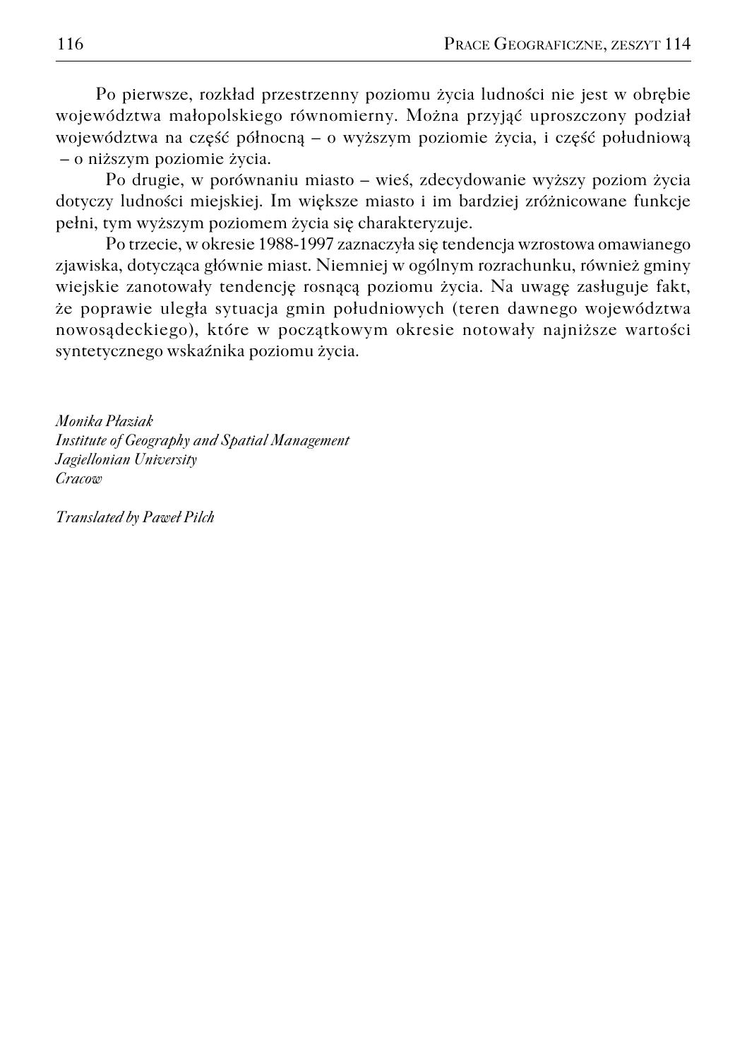Po pierwsze, rozkład przestrzenny poziomu życia ludności nie jest w obrębie województwa małopolskiego równomierny. Można przyjąć uproszczony podział województwa na część północną – o wyższym poziomie życia, i część południową – o niższym poziomie życia.

Po drugie, w porównaniu miasto – wieś, zdecydowanie wyższy poziom życia dotyczy ludności miejskiej. Im większe miasto i im bardziej zróżnicowane funkcje pełni, tym wyższym poziomem życia się charakteryzuje.

Po trzecie, w okresie 1988-1997 zaznaczyła się tendencja wzrostowa omawianego zjawiska, dotycząca głównie miast. Niemniej w ogólnym rozrachunku, również gminy wiejskie zanotowały tendencję rosnącą poziomu życia. Na uwagę zasługuje fakt, że poprawie uległa sytuacja gmin południowych (teren dawnego województwa nowosądeckiego), które w początkowym okresie notowały najniższe wartości syntetycznego wskaźnika poziomu życia.

*Monika Płaziak*
*Institute of Geography and Spatial Management*
*Jagiellonian University*
*Cracow*

*Translated by Paweł Pilch*